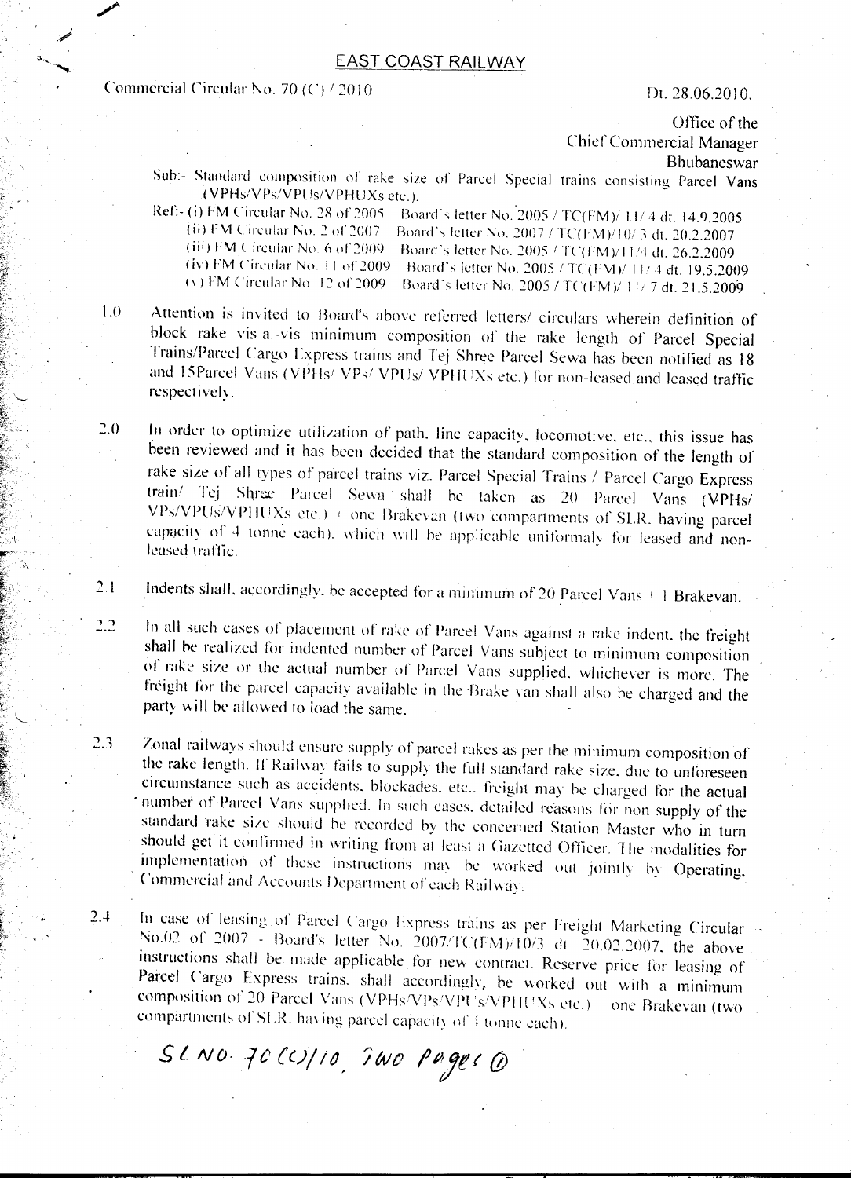# EAST COAST RAILWAY

Commercial Circular No. 70 (C) / 2010

Dt. 28.06.2010.

Office of the
Chief Commercial Manager
Bhubaneswar

Sub:- Standard composition of rake size of Parcel Special trains consisting Parcel Vans (VPHs/VPs/VPUs/VPHUXs etc.).

Ref:- (i) FM Circular No. 28 of 2005 Board's letter No. 2005 / TC(FM)/ 11/ 4 dt. 14.9.2005
(ii) FM Circular No. 2 of 2007 Board's letter No. 2007 / TC(FM)/10/ 3 dt. 20.2.2007
(iii) FM Circular No. 6 of 2009 Board's letter No. 2005 / TC(FM)/11/4 dt. 26.2.2009
(iv) FM Circular No. 11 of 2009 Board's letter No. 2005 / TC(FM)/ 11/ 4 dt. 19.5.2009
(v) FM Circular No. 12 of 2009 Board's letter No. 2005 / TC(FM)/ 11/ 7 dt. 21.5.2009

1.0 Attention is invited to Board's above referred letters/ circulars wherein definition of block rake vis-a.-vis minimum composition of the rake length of Parcel Special Trains/Parcel Cargo Express trains and Tej Shree Parcel Sewa has been notified as 18 and 15Parcel Vans (VPHs/ VPs/ VPUs/ VPHUXs etc.) for non-leased and leased traffic respectively.

2.0 In order to optimize utilization of path, line capacity, locomotive, etc., this issue has been reviewed and it has been decided that the standard composition of the length of rake size of all types of parcel trains viz. Parcel Special Trains / Parcel Cargo Express train/ Tej Shree Parcel Sewa shall be taken as 20 Parcel Vans (VPHs/ VPs/VPUs/VPHUXs etc.) + one Brakevan (two compartments of SLR, having parcel capacity of 4 tonne each), which will be applicable uniformaly for leased and non-leased traffic.

2.1 Indents shall, accordingly, be accepted for a minimum of 20 Parcel Vans + 1 Brakevan.

2.2 In all such cases of placement of rake of Parcel Vans against a rake indent, the freight shall be realized for indented number of Parcel Vans subject to minimum composition of rake size or the actual number of Parcel Vans supplied, whichever is more. The freight for the parcel capacity available in the Brake van shall also be charged and the party will be allowed to load the same.

2.3 Zonal railways should ensure supply of parcel rakes as per the minimum composition of the rake length. If Railway fails to supply the full standard rake size, due to unforeseen circumstance such as accidents, blockades, etc., freight may be charged for the actual number of Parcel Vans supplied. In such cases, detailed reasons for non supply of the standard rake size should be recorded by the concerned Station Master who in turn should get it confirmed in writing from at least a Gazetted Officer. The modalities for implementation of these instructions may be worked out jointly by Operating, Commercial and Accounts Department of each Railway.

2.4 In case of leasing of Parcel Cargo Express trains as per Freight Marketing Circular No.02 of 2007 - Board's letter No. 2007/TC(FM)/10/3 dt. 20.02.2007, the above instructions shall be made applicable for new contract. Reserve price for leasing of Parcel Cargo Express trains, shall accordingly, be worked out with a minimum composition of 20 Parcel Vans (VPHs/VPs/VPUs/VPHUXs etc.) + one Brakevan (two compartments of SLR having parcel capacity of 4 tonne each).

SL NO. 70 (C)/10, Two Pages (1)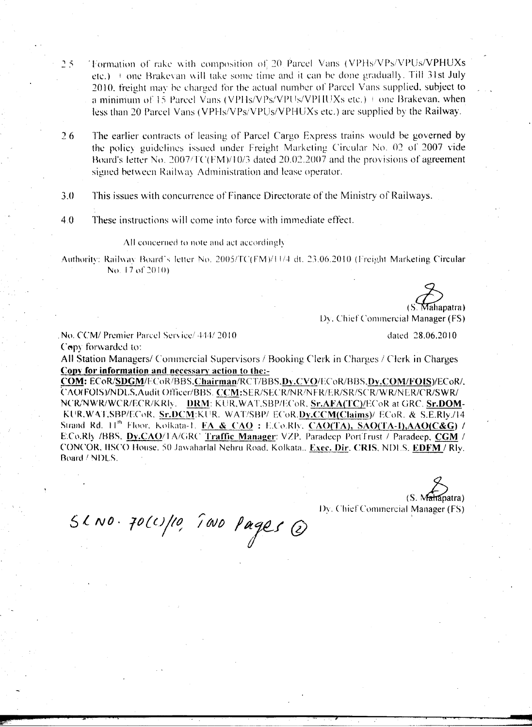2.5 Formation of rake with composition of 20 Parcel Vans (VPHs/VPs/VPUs/VPHUXs etc.) + one Brakevan will take some time and it can be done gradually. Till 31st July 2010, freight may be charged for the actual number of Parcel Vans supplied, subject to a minimum of 15 Parcel Vans (VPHs/VPs/VPUs/VPHUXs etc.) + one Brakevan, when less than 20 Parcel Vans (VPHs/VPs/VPUs/VPHUXs etc.) are supplied by the Railway.

2.6 The earlier contracts of leasing of Parcel Cargo Express trains would be governed by the policy guidelines issued under Freight Marketing Circular No. 02 of 2007 vide Board's letter No. 2007/TC(FM)/10/3 dated 20.02.2007 and the provisions of agreement signed between Railway Administration and lease operator.

3.0 This issues with concurrence of Finance Directorate of the Ministry of Railways.

4.0 These instructions will come into force with immediate effect.

All concerned to note and act accordingly

Authority: Railway Board's letter No. 2005/TC(FM)/11/4 dt. 23.06.2010 (Freight Marketing Circular No. 17 of 2010)

(S. Mahapatra)
Dy. Chief Commercial Manager (FS)

No. CCM/ Premier Parcel Service/ 444/ 2010 dated 28.06.2010

Copy forwarded to:

All Station Managers/ Commercial Supervisors / Booking Clerk in Charges / Clerk in Charges

**Copy for information and necessary action to the:-**

**COM:** ECoR/**SDGM**/ECoR/BBS.**Chairman**/RCT/BBS.**Dy.CVO**/ECoR/BBS.**Dy.COM/FOIS**)/ECoR/. CAO(FOIS)/NDLS.Audit Officer/BBS. **CCM:**SER/SECR/NR/NFR/ER/SR/SCR/WR/NER/CR/SWR/ NCR/NWR/WCR/ECR/KRly. **DRM**: KUR,WAT,SBP/ECoR. **Sr.AFA(TC)**/ECoR at GRC. **Sr.DOM**-KUR,WAT,SBP/ECoR. **Sr.DCM**:KUR. WAT/SBP/ ECoR.**Dy.CCM(Claims)**/ ECoR. & S.E.Rly./14 Strand Rd. 11[th] Floor, Kolkata-1. **FA & CAO** : E.Co.Rly. **CAO(TA), SAO(TA-I),AAO(C&G)** / E.Co.Rly /BBS. **Dy.CAO**/TA/GRC **Traffic Manager**: VZP. Paradeep PortTrust / Paradeep, **CGM** / CONCOR, HSCO House, 50 Jawaharlal Nehru Road, Kolkata.. **Exec. Dir.** CRIS, NDLS. **EDFM** / Rly. Board / NDLS.

(S. Mahapatra)
Dy. Chief Commercial Manager (FS)

Sl No. 70(c)/10, Two Pages (2)